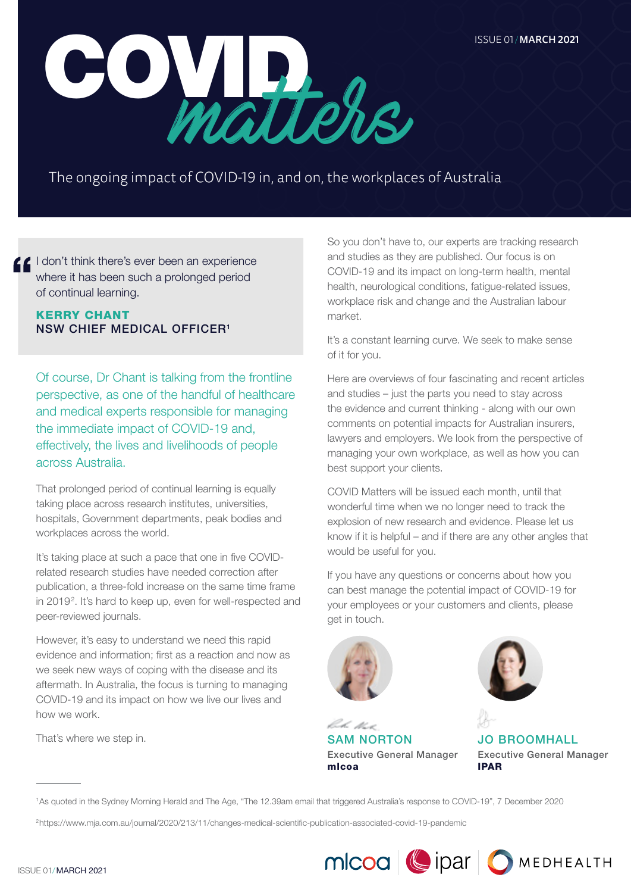# COVID *matters*

The ongoing impact of COVID-19 in, and on, the workplaces of Australia

> I don't think there's ever been an experience where it has been such a prolonged period of continual learning.
>
> **KERRY CHANT**
> **NSW CHIEF MEDICAL OFFICER[1]**

Of course, Dr Chant is talking from the frontline perspective, as one of the handful of healthcare and medical experts responsible for managing the immediate impact of COVID-19 and, effectively, the lives and livelihoods of people across Australia.

That prolonged period of continual learning is equally taking place across research institutes, universities, hospitals, Government departments, peak bodies and workplaces across the world.

It's taking place at such a pace that one in five COVID-related research studies have needed correction after publication, a three-fold increase on the same time frame in 2019[2]. It's hard to keep up, even for well-respected and peer-reviewed journals.

However, it's easy to understand we need this rapid evidence and information; first as a reaction and now as we seek new ways of coping with the disease and its aftermath. In Australia, the focus is turning to managing COVID-19 and its impact on how we live our lives and how we work.

That's where we step in.

So you don't have to, our experts are tracking research and studies as they are published. Our focus is on COVID-19 and its impact on long-term health, mental health, neurological conditions, fatigue-related issues, workplace risk and change and the Australian labour market.

It's a constant learning curve. We seek to make sense of it for you.

Here are overviews of four fascinating and recent articles and studies – just the parts you need to stay across the evidence and current thinking - along with our own comments on potential impacts for Australian insurers, lawyers and employers. We look from the perspective of managing your own workplace, as well as how you can best support your clients.

COVID Matters will be issued each month, until that wonderful time when we no longer need to track the explosion of new research and evidence. Please let us know if it is helpful – and if there are any other angles that would be useful for you.

If you have any questions or concerns about how you can best manage the potential impact of COVID-19 for your employees or your customers and clients, please get in touch.

**SAM NORTON**
Executive General Manager
**mlcoa**

**JO BROOMHALL**
Executive General Manager
**IPAR**

---

[1]As quoted in the Sydney Morning Herald and The Age, "The 12.39am email that triggered Australia's response to COVID-19", 7 December 2020

[2]https://www.mja.com.au/journal/2020/213/11/changes-medical-scientific-publication-associated-covid-19-pandemic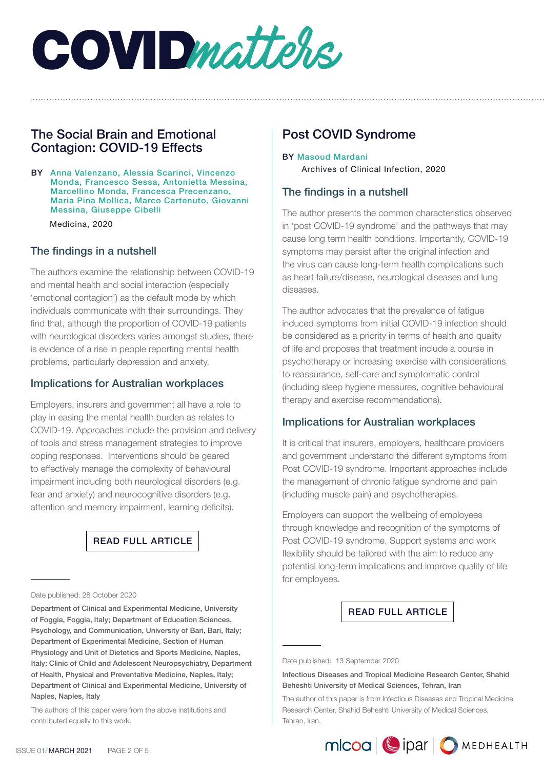# COVIDmatters

## The Social Brain and Emotional Contagion: COVID-19 Effects

BY Anna Valenzano, Alessia Scarinci, Vincenzo Monda, Francesco Sessa, Antonietta Messina, Marcellino Monda, Francesca Precenzano, Maria Pina Mollica, Marco Cartenuto, Giovanni Messina, Giuseppe Cibelli

Medicina, 2020

### The findings in a nutshell

The authors examine the relationship between COVID-19 and mental health and social interaction (especially 'emotional contagion') as the default mode by which individuals communicate with their surroundings. They find that, although the proportion of COVID-19 patients with neurological disorders varies amongst studies, there is evidence of a rise in people reporting mental health problems, particularly depression and anxiety.

### Implications for Australian workplaces

Employers, insurers and government all have a role to play in easing the mental health burden as relates to COVID-19. Approaches include the provision and delivery of tools and stress management strategies to improve coping responses. Interventions should be geared to effectively manage the complexity of behavioural impairment including both neurological disorders (e.g. fear and anxiety) and neurocognitive disorders (e.g. attention and memory impairment, learning deficits).

READ FULL ARTICLE

Date published: 28 October 2020

**Department of Clinical and Experimental Medicine, University of Foggia, Foggia, Italy; Department of Education Sciences, Psychology, and Communication, University of Bari, Bari, Italy; Department of Experimental Medicine, Section of Human Physiology and Unit of Dietetics and Sports Medicine, Naples, Italy; Clinic of Child and Adolescent Neuropsychiatry, Department of Health, Physical and Preventative Medicine, Naples, Italy; Department of Clinical and Experimental Medicine, University of Naples, Naples, Italy**

The authors of this paper were from the above institutions and contributed equally to this work.

## Post COVID Syndrome

BY Masoud Mardani

Archives of Clinical Infection, 2020

### The findings in a nutshell

The author presents the common characteristics observed in 'post COVID-19 syndrome' and the pathways that may cause long term health conditions. Importantly, COVID-19 symptoms may persist after the original infection and the virus can cause long-term health complications such as heart failure/disease, neurological diseases and lung diseases.

The author advocates that the prevalence of fatigue induced symptoms from initial COVID-19 infection should be considered as a priority in terms of health and quality of life and proposes that treatment include a course in psychotherapy or increasing exercise with considerations to reassurance, self-care and symptomatic control (including sleep hygiene measures, cognitive behavioural therapy and exercise recommendations).

### Implications for Australian workplaces

It is critical that insurers, employers, healthcare providers and government understand the different symptoms from Post COVID-19 syndrome. Important approaches include the management of chronic fatigue syndrome and pain (including muscle pain) and psychotherapies.

Employers can support the wellbeing of employees through knowledge and recognition of the symptoms of Post COVID-19 syndrome. Support systems and work flexibility should be tailored with the aim to reduce any potential long-term implications and improve quality of life for employees.

READ FULL ARTICLE

Date published: 13 September 2020

**Infectious Diseases and Tropical Medicine Research Center, Shahid Beheshti University of Medical Sciences, Tehran, Iran**

The author of this paper is from Infectious Diseases and Tropical Medicine Research Center, Shahid Beheshti University of Medical Sciences, Tehran, Iran.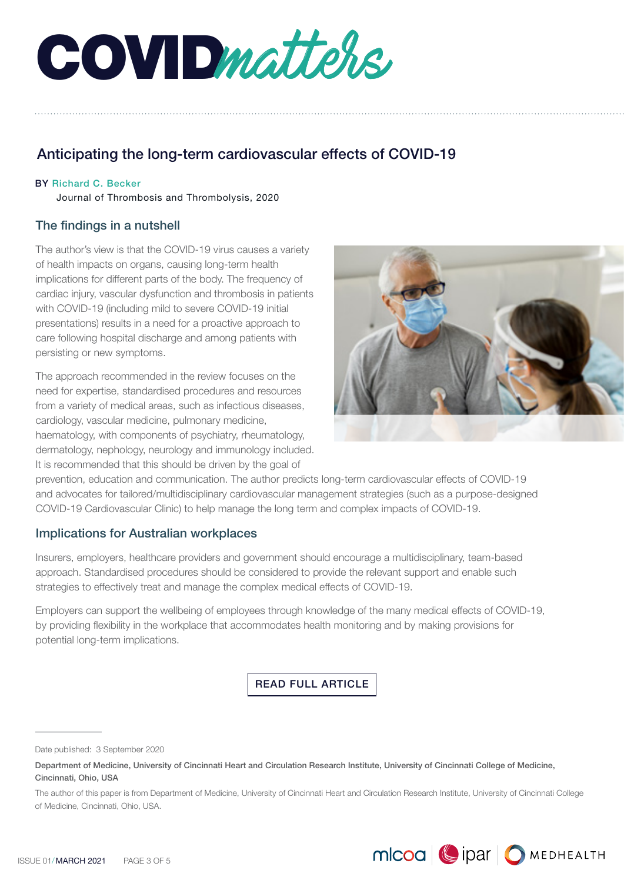# COVIDmatters

## Anticipating the long-term cardiovascular effects of COVID-19

BY Richard C. Becker
Journal of Thrombosis and Thrombolysis, 2020

### The findings in a nutshell

The author's view is that the COVID-19 virus causes a variety of health impacts on organs, causing long-term health implications for different parts of the body. The frequency of cardiac injury, vascular dysfunction and thrombosis in patients with COVID-19 (including mild to severe COVID-19 initial presentations) results in a need for a proactive approach to care following hospital discharge and among patients with persisting or new symptoms.

The approach recommended in the review focuses on the need for expertise, standardised procedures and resources from a variety of medical areas, such as infectious diseases, cardiology, vascular medicine, pulmonary medicine, haematology, with components of psychiatry, rheumatology, dermatology, nephology, neurology and immunology included. It is recommended that this should be driven by the goal of prevention, education and communication. The author predicts long-term cardiovascular effects of COVID-19 and advocates for tailored/multidisciplinary cardiovascular management strategies (such as a purpose-designed COVID-19 Cardiovascular Clinic) to help manage the long term and complex impacts of COVID-19.

### Implications for Australian workplaces

Insurers, employers, healthcare providers and government should encourage a multidisciplinary, team-based approach. Standardised procedures should be considered to provide the relevant support and enable such strategies to effectively treat and manage the complex medical effects of COVID-19.

Employers can support the wellbeing of employees through knowledge of the many medical effects of COVID-19, by providing flexibility in the workplace that accommodates health monitoring and by making provisions for potential long-term implications.

READ FULL ARTICLE

---

Date published: 3 September 2020

**Department of Medicine, University of Cincinnati Heart and Circulation Research Institute, University of Cincinnati College of Medicine, Cincinnati, Ohio, USA**

The author of this paper is from Department of Medicine, University of Cincinnati Heart and Circulation Research Institute, University of Cincinnati College of Medicine, Cincinnati, Ohio, USA.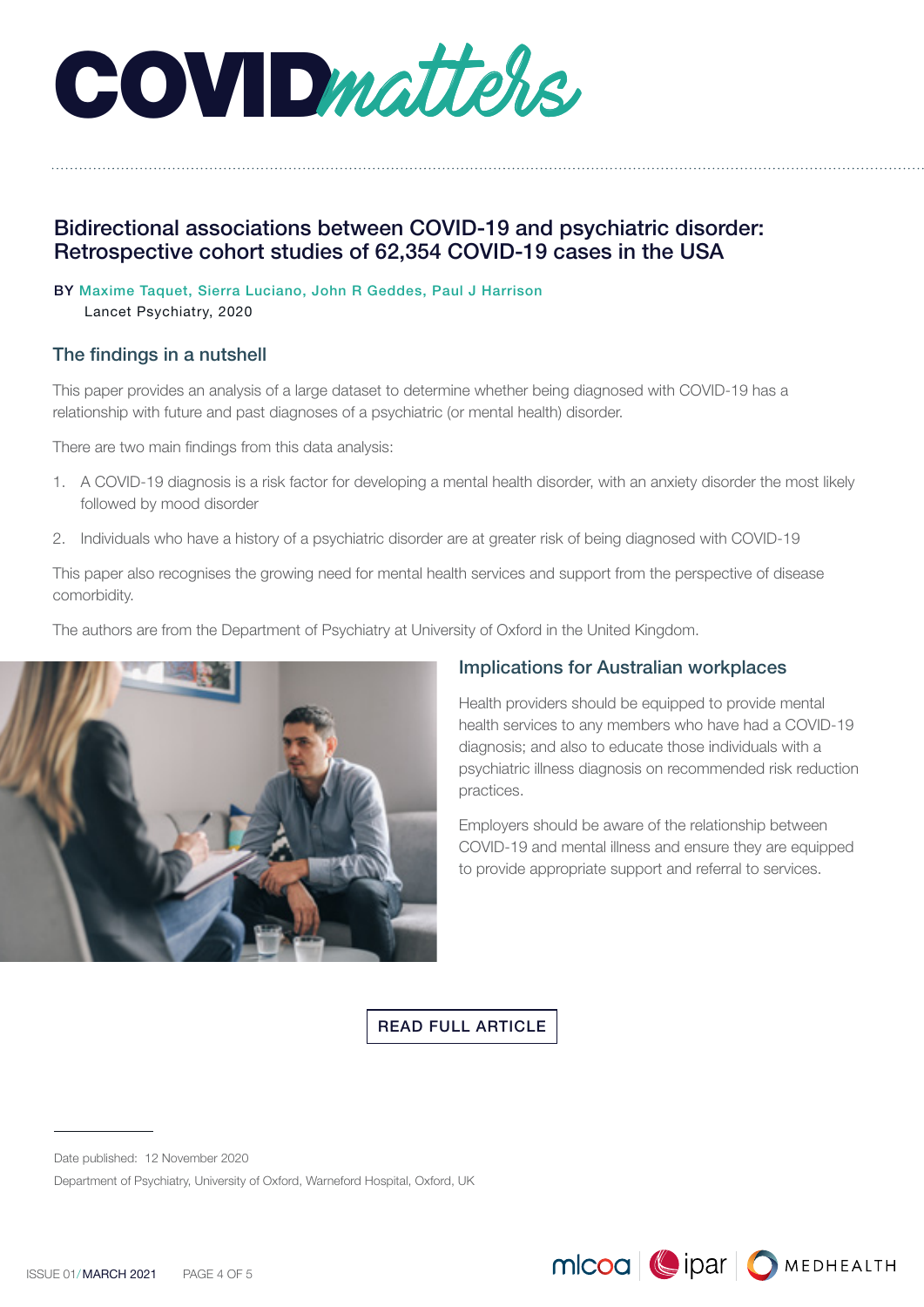# COVIDmatters

## Bidirectional associations between COVID-19 and psychiatric disorder: Retrospective cohort studies of 62,354 COVID-19 cases in the USA

BY Maxime Taquet, Sierra Luciano, John R Geddes, Paul J Harrison
Lancet Psychiatry, 2020

### The findings in a nutshell

This paper provides an analysis of a large dataset to determine whether being diagnosed with COVID-19 has a relationship with future and past diagnoses of a psychiatric (or mental health) disorder.

There are two main findings from this data analysis:

1. A COVID-19 diagnosis is a risk factor for developing a mental health disorder, with an anxiety disorder the most likely followed by mood disorder
2. Individuals who have a history of a psychiatric disorder are at greater risk of being diagnosed with COVID-19

This paper also recognises the growing need for mental health services and support from the perspective of disease comorbidity.

The authors are from the Department of Psychiatry at University of Oxford in the United Kingdom.

### Implications for Australian workplaces

Health providers should be equipped to provide mental health services to any members who have had a COVID-19 diagnosis; and also to educate those individuals with a psychiatric illness diagnosis on recommended risk reduction practices.

Employers should be aware of the relationship between COVID-19 and mental illness and ensure they are equipped to provide appropriate support and referral to services.

READ FULL ARTICLE

---

Date published: 12 November 2020

Department of Psychiatry, University of Oxford, Warneford Hospital, Oxford, UK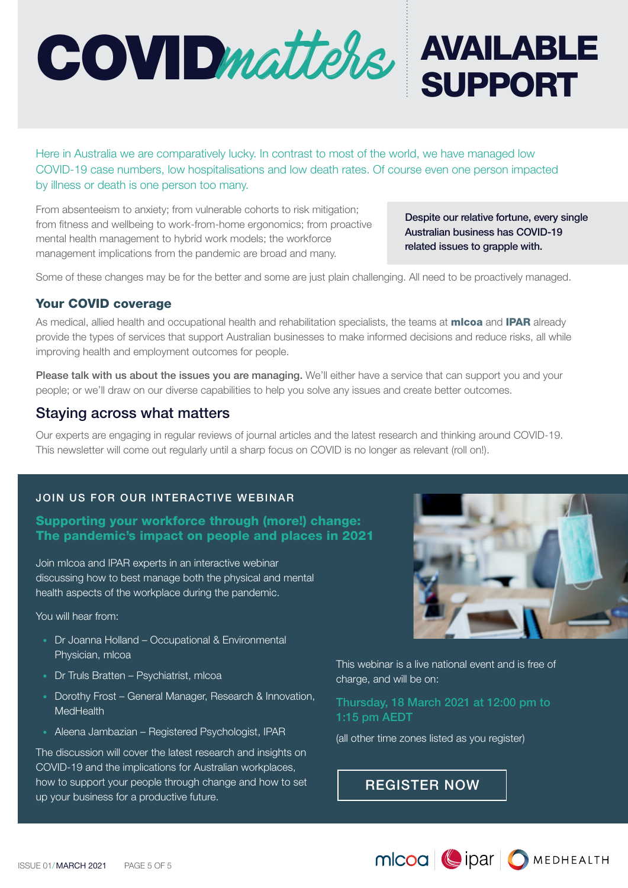# COVIDmatters

# AVAILABLE SUPPORT

Here in Australia we are comparatively lucky. In contrast to most of the world, we have managed low COVID-19 case numbers, low hospitalisations and low death rates. Of course even one person impacted by illness or death is one person too many.

From absenteeism to anxiety; from vulnerable cohorts to risk mitigation; from fitness and wellbeing to work-from-home ergonomics; from proactive mental health management to hybrid work models; the workforce management implications from the pandemic are broad and many.

**Despite our relative fortune, every single Australian business has COVID-19 related issues to grapple with.**

Some of these changes may be for the better and some are just plain challenging. All need to be proactively managed.

## Your COVID coverage

As medical, allied health and occupational health and rehabilitation specialists, the teams at **mlcoa** and **IPAR** already provide the types of services that support Australian businesses to make informed decisions and reduce risks, all while improving health and employment outcomes for people.

**Please talk with us about the issues you are managing.** We'll either have a service that can support you and your people; or we'll draw on our diverse capabilities to help you solve any issues and create better outcomes.

## Staying across what matters

Our experts are engaging in regular reviews of journal articles and the latest research and thinking around COVID-19. This newsletter will come out regularly until a sharp focus on COVID is no longer as relevant (roll on!).

### JOIN US FOR OUR INTERACTIVE WEBINAR

**Supporting your workforce through (more!) change: The pandemic's impact on people and places in 2021**

Join mlcoa and IPAR experts in an interactive webinar discussing how to best manage both the physical and mental health aspects of the workplace during the pandemic.

You will hear from:

- Dr Joanna Holland – Occupational & Environmental Physician, mlcoa
- Dr Truls Bratten – Psychiatrist, mlcoa
- Dorothy Frost – General Manager, Research & Innovation, MedHealth
- Aleena Jambazian – Registered Psychologist, IPAR

The discussion will cover the latest research and insights on COVID-19 and the implications for Australian workplaces, how to support your people through change and how to set up your business for a productive future.

This webinar is a live national event and is free of charge, and will be on:

**Thursday, 18 March 2021 at 12:00 pm to 1:15 pm AEDT**

(all other time zones listed as you register)

REGISTER NOW

mlcoa | ipar | MEDHEALTH